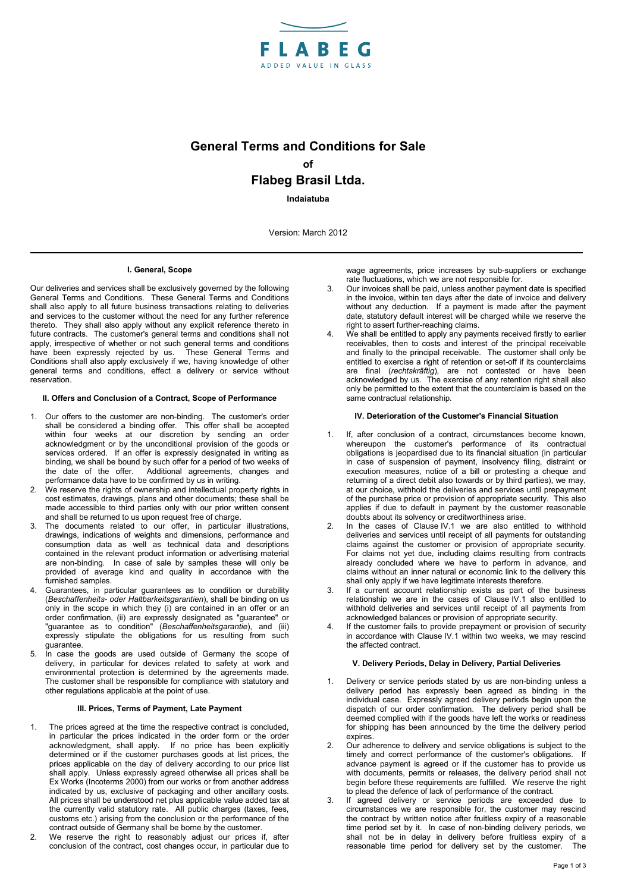FLABEG
ADDED VALUE IN GLASS

# General Terms and Conditions for Sale

**of**

# Flabeg Brasil Ltda.

**Indaiatuba**

Version: March 2012

### I. General, Scope

Our deliveries and services shall be exclusively governed by the following General Terms and Conditions. These General Terms and Conditions shall also apply to all future business transactions relating to deliveries and services to the customer without the need for any further reference thereto. They shall also apply without any explicit reference thereto in future contracts. The customer's general terms and conditions shall not apply, irrespective of whether or not such general terms and conditions have been expressly rejected by us. These General Terms and Conditions shall also apply exclusively if we, having knowledge of other general terms and conditions, effect a delivery or service without reservation.

### II. Offers and Conclusion of a Contract, Scope of Performance

1. Our offers to the customer are non-binding. The customer's order shall be considered a binding offer. This offer shall be accepted within four weeks at our discretion by sending an order acknowledgment or by the unconditional provision of the goods or services ordered. If an offer is expressly designated in writing as binding, we shall be bound by such offer for a period of two weeks of the date of the offer. Additional agreements, changes and performance data have to be confirmed by us in writing.
2. We reserve the rights of ownership and intellectual property rights in cost estimates, drawings, plans and other documents; these shall be made accessible to third parties only with our prior written consent and shall be returned to us upon request free of charge.
3. The documents related to our offer, in particular illustrations, drawings, indications of weights and dimensions, performance and consumption data as well as technical data and descriptions contained in the relevant product information or advertising material are non-binding. In case of sale by samples these will only be provided of average kind and quality in accordance with the furnished samples.
4. Guarantees, in particular guarantees as to condition or durability (*Beschaffenheits- oder Haltbarkeitsgarantien*), shall be binding on us only in the scope in which they (i) are contained in an offer or an order confirmation, (ii) are expressly designated as "guarantee" or "guarantee as to condition" (*Beschaffenheitsgarantie*), and (iii) expressly stipulate the obligations for us resulting from such guarantee.
5. In case the goods are used outside of Germany the scope of delivery, in particular for devices related to safety at work and environmental protection is determined by the agreements made. The customer shall be responsible for compliance with statutory and other regulations applicable at the point of use.

### III. Prices, Terms of Payment, Late Payment

1. The prices agreed at the time the respective contract is concluded, in particular the prices indicated in the order form or the order acknowledgment, shall apply. If no price has been explicitly determined or if the customer purchases goods at list prices, the prices applicable on the day of delivery according to our price list shall apply. Unless expressly agreed otherwise all prices shall be Ex Works (Incoterms 2000) from our works or from another address indicated by us, exclusive of packaging and other ancillary costs. All prices shall be understood net plus applicable value added tax at the currently valid statutory rate. All public charges (taxes, fees, customs etc.) arising from the conclusion or the performance of the contract outside of Germany shall be borne by the customer.
2. We reserve the right to reasonably adjust our prices if, after conclusion of the contract, cost changes occur, in particular due to wage agreements, price increases by sub-suppliers or exchange rate fluctuations, which we are not responsible for.
3. Our invoices shall be paid, unless another payment date is specified in the invoice, within ten days after the date of invoice and delivery without any deduction. If a payment is made after the payment date, statutory default interest will be charged while we reserve the right to assert further-reaching claims.
4. We shall be entitled to apply any payments received firstly to earlier receivables, then to costs and interest of the principal receivable and finally to the principal receivable. The customer shall only be entitled to exercise a right of retention or set-off if its counterclaims are final (*rechtskräftig*), are not contested or have been acknowledged by us. The exercise of any retention right shall also only be permitted to the extent that the counterclaim is based on the same contractual relationship.

### IV. Deterioration of the Customer's Financial Situation

1. If, after conclusion of a contract, circumstances become known, whereupon the customer's performance of its contractual obligations is jeopardised due to its financial situation (in particular in case of suspension of payment, insolvency filing, distraint or execution measures, notice of a bill or protesting a cheque and returning of a direct debit also towards or by third parties), we may, at our choice, withhold the deliveries and services until prepayment of the purchase price or provision of appropriate security. This also applies if due to default in payment by the customer reasonable doubts about its solvency or creditworthiness arise.
2. In the cases of Clause IV.1 we are also entitled to withhold deliveries and services until receipt of all payments for outstanding claims against the customer or provision of appropriate security. For claims not yet due, including claims resulting from contracts already concluded where we have to perform in advance, and claims without an inner natural or economic link to the delivery this shall only apply if we have legitimate interests therefore.
3. If a current account relationship exists as part of the business relationship we are in the cases of Clause IV.1 also entitled to withhold deliveries and services until receipt of all payments from acknowledged balances or provision of appropriate security.
4. If the customer fails to provide prepayment or provision of security in accordance with Clause IV.1 within two weeks, we may rescind the affected contract.

### V. Delivery Periods, Delay in Delivery, Partial Deliveries

1. Delivery or service periods stated by us are non-binding unless a delivery period has expressly been agreed as binding in the individual case. Expressly agreed delivery periods begin upon the dispatch of our order confirmation. The delivery period shall be deemed complied with if the goods have left the works or readiness for shipping has been announced by the time the delivery period expires.
2. Our adherence to delivery and service obligations is subject to the timely and correct performance of the customer's obligations. If advance payment is agreed or if the customer has to provide us with documents, permits or releases, the delivery period shall not begin before these requirements are fulfilled. We reserve the right to plead the defence of lack of performance of the contract.
3. If agreed delivery or service periods are exceeded due to circumstances we are responsible for, the customer may rescind the contract by written notice after fruitless expiry of a reasonable time period set by it. In case of non-binding delivery periods, we shall not be in delay in delivery before fruitless expiry of a reasonable time period for delivery set by the customer. The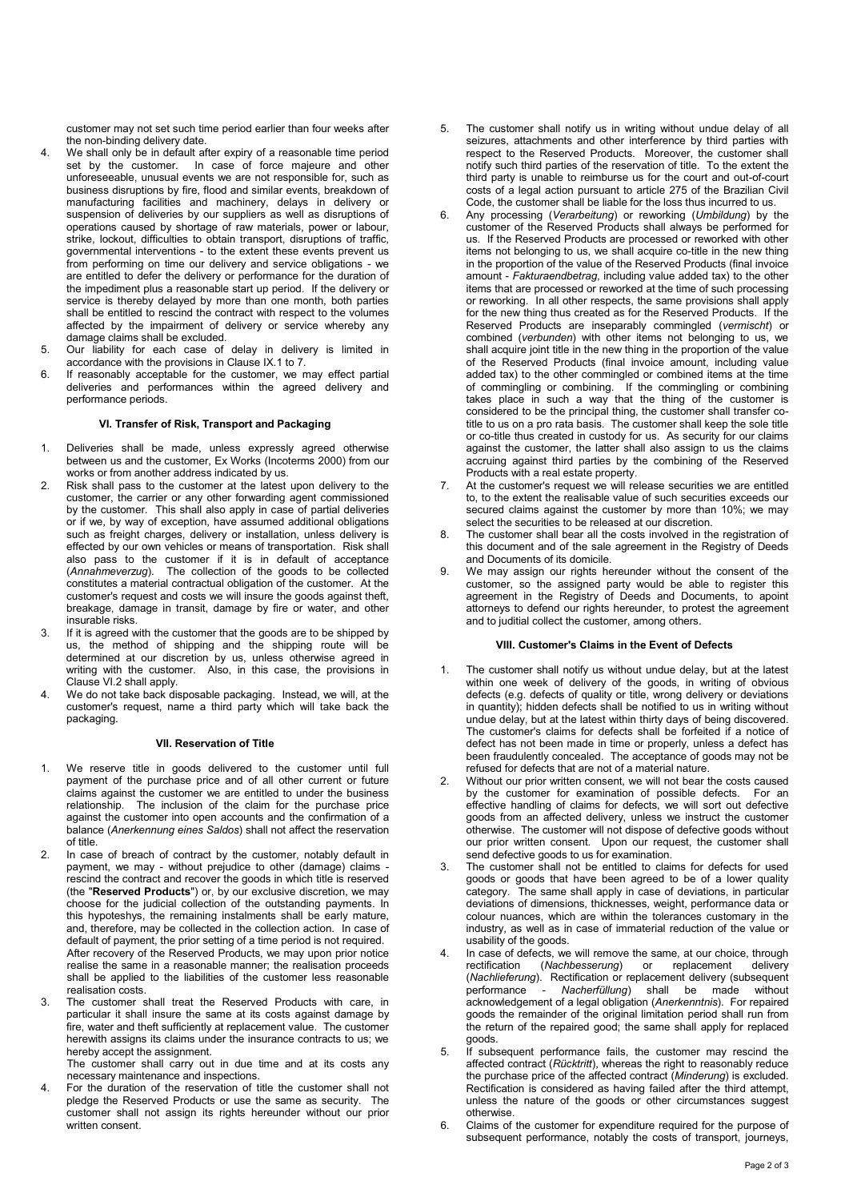customer may not set such time period earlier than four weeks after the non-binding delivery date.

4. We shall only be in default after expiry of a reasonable time period set by the customer. In case of force majeure and other unforeseeable, unusual events we are not responsible for, such as business disruptions by fire, flood and similar events, breakdown of manufacturing facilities and machinery, delays in delivery or suspension of deliveries by our suppliers as well as disruptions of operations caused by shortage of raw materials, power or labour, strike, lockout, difficulties to obtain transport, disruptions of traffic, governmental interventions - to the extent these events prevent us from performing on time our delivery and service obligations - we are entitled to defer the delivery or performance for the duration of the impediment plus a reasonable start up period. If the delivery or service is thereby delayed by more than one month, both parties shall be entitled to rescind the contract with respect to the volumes affected by the impairment of delivery or service whereby any damage claims shall be excluded.
5. Our liability for each case of delay in delivery is limited in accordance with the provisions in Clause IX.1 to 7.
6. If reasonably acceptable for the customer, we may effect partial deliveries and performances within the agreed delivery and performance periods.

### VI. Transfer of Risk, Transport and Packaging

1. Deliveries shall be made, unless expressly agreed otherwise between us and the customer, Ex Works (Incoterms 2000) from our works or from another address indicated by us.
2. Risk shall pass to the customer at the latest upon delivery to the customer, the carrier or any other forwarding agent commissioned by the customer. This shall also apply in case of partial deliveries or if we, by way of exception, have assumed additional obligations such as freight charges, delivery or installation, unless delivery is effected by our own vehicles or means of transportation. Risk shall also pass to the customer if it is in default of acceptance (*Annahmeverzug*). The collection of the goods to be collected constitutes a material contractual obligation of the customer. At the customer's request and costs we will insure the goods against theft, breakage, damage in transit, damage by fire or water, and other insurable risks.
3. If it is agreed with the customer that the goods are to be shipped by us, the method of shipping and the shipping route will be determined at our discretion by us, unless otherwise agreed in writing with the customer. Also, in this case, the provisions in Clause VI.2 shall apply.
4. We do not take back disposable packaging. Instead, we will, at the customer's request, name a third party which will take back the packaging.

### VII. Reservation of Title

1. We reserve title in goods delivered to the customer until full payment of the purchase price and of all other current or future claims against the customer we are entitled to under the business relationship. The inclusion of the claim for the purchase price against the customer into open accounts and the confirmation of a balance (*Anerkennung eines Saldos*) shall not affect the reservation of title.
2. In case of breach of contract by the customer, notably default in payment, we may - without prejudice to other (damage) claims - rescind the contract and recover the goods in which title is reserved (the "**Reserved Products**") or, by our exclusive discretion, we may choose for the judicial collection of the outstanding payments. In this hypoteshys, the remaining instalments shall be early mature, and, therefore, may be collected in the collection action. In case of default of payment, the prior setting of a time period is not required. After recovery of the Reserved Products, we may upon prior notice realise the same in a reasonable manner; the realisation proceeds shall be applied to the liabilities of the customer less reasonable realisation costs.
3. The customer shall treat the Reserved Products with care, in particular it shall insure the same at its costs against damage by fire, water and theft sufficiently at replacement value. The customer herewith assigns its claims under the insurance contracts to us; we hereby accept the assignment.
   The customer shall carry out in due time and at its costs any necessary maintenance and inspections.
4. For the duration of the reservation of title the customer shall not pledge the Reserved Products or use the same as security. The customer shall not assign its rights hereunder without our prior written consent.
5. The customer shall notify us in writing without undue delay of all seizures, attachments and other interference by third parties with respect to the Reserved Products. Moreover, the customer shall notify such third parties of the reservation of title. To the extent the third party is unable to reimburse us for the court and out-of-court costs of a legal action pursuant to article 275 of the Brazilian Civil Code, the customer shall be liable for the loss thus incurred to us.
6. Any processing (*Verarbeitung*) or reworking (*Umbildung*) by the customer of the Reserved Products shall always be performed for us. If the Reserved Products are processed or reworked with other items not belonging to us, we shall acquire co-title in the new thing in the proportion of the value of the Reserved Products (final invoice amount - *Fakturaendbetrag*, including value added tax) to the other items that are processed or reworked at the time of such processing or reworking. In all other respects, the same provisions shall apply for the new thing thus created as for the Reserved Products. If the Reserved Products are inseparably commingled (*vermischt*) or combined (*verbunden*) with other items not belonging to us, we shall acquire joint title in the new thing in the proportion of the value of the Reserved Products (final invoice amount, including value added tax) to the other commingled or combined items at the time of commingling or combining. If the commingling or combining takes place in such a way that the thing of the customer is considered to be the principal thing, the customer shall transfer co-title to us on a pro rata basis. The customer shall keep the sole title or co-title thus created in custody for us. As security for our claims against the customer, the latter shall also assign to us the claims accruing against third parties by the combining of the Reserved Products with a real estate property.
7. At the customer's request we will release securities we are entitled to, to the extent the realisable value of such securities exceeds our secured claims against the customer by more than 10%; we may select the securities to be released at our discretion.
8. The customer shall bear all the costs involved in the registration of this document and of the sale agreement in the Registry of Deeds and Documents of its domicile.
9. We may assign our rights hereunder without the consent of the customer, so the assigned party would be able to register this agreement in the Registry of Deeds and Documents, to apoint attorneys to defend our rights hereunder, to protest the agreement and to juditial collect the customer, among others.

### VIII. Customer's Claims in the Event of Defects

1. The customer shall notify us without undue delay, but at the latest within one week of delivery of the goods, in writing of obvious defects (e.g. defects of quality or title, wrong delivery or deviations in quantity); hidden defects shall be notified to us in writing without undue delay, but at the latest within thirty days of being discovered. The customer's claims for defects shall be forfeited if a notice of defect has not been made in time or properly, unless a defect has been fraudulently concealed. The acceptance of goods may not be refused for defects that are not of a material nature.
2. Without our prior written consent, we will not bear the costs caused by the customer for examination of possible defects. For an effective handling of claims for defects, we will sort out defective goods from an affected delivery, unless we instruct the customer otherwise. The customer will not dispose of defective goods without our prior written consent. Upon our request, the customer shall send defective goods to us for examination.
3. The customer shall not be entitled to claims for defects for used goods or goods that have been agreed to be of a lower quality category. The same shall apply in case of deviations, in particular deviations of dimensions, thicknesses, weight, performance data or colour nuances, which are within the tolerances customary in the industry, as well as in case of immaterial reduction of the value or usability of the goods.
4. In case of defects, we will remove the same, at our choice, through rectification (*Nachbesserung*) or replacement delivery (*Nachlieferung*). Rectification or replacement delivery (subsequent performance - *Nacherfüllung*) shall be made without acknowledgement of a legal obligation (*Anerkenntnis*). For repaired goods the remainder of the original limitation period shall run from the return of the repaired good; the same shall apply for replaced goods.
5. If subsequent performance fails, the customer may rescind the affected contract (*Rücktritt*), whereas the right to reasonably reduce the purchase price of the affected contract (*Minderung*) is excluded. Rectification is considered as having failed after the third attempt, unless the nature of the goods or other circumstances suggest otherwise.
6. Claims of the customer for expenditure required for the purpose of subsequent performance, notably the costs of transport, journeys,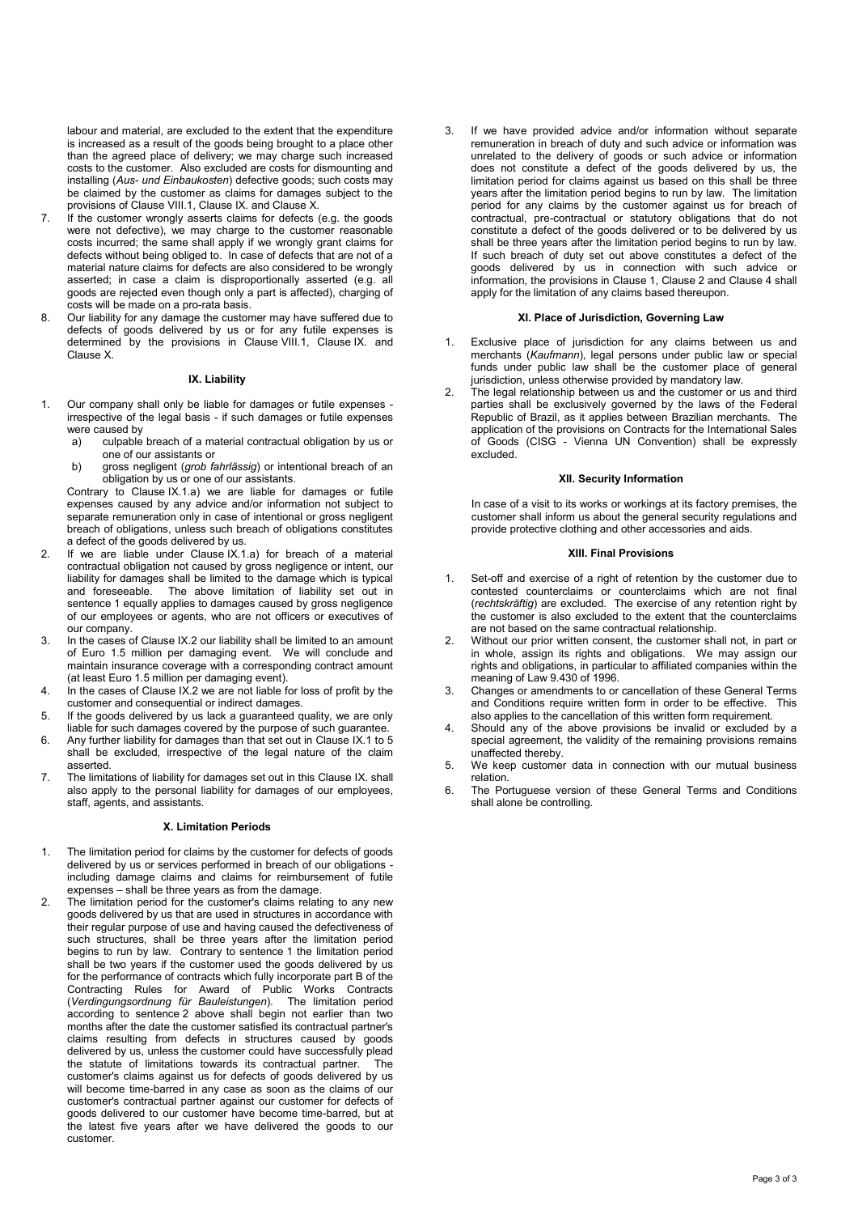labour and material, are excluded to the extent that the expenditure is increased as a result of the goods being brought to a place other than the agreed place of delivery; we may charge such increased costs to the customer. Also excluded are costs for dismounting and installing (*Aus- und Einbaukosten*) defective goods; such costs may be claimed by the customer as claims for damages subject to the provisions of Clause VIII.1, Clause IX. and Clause X.

7. If the customer wrongly asserts claims for defects (e.g. the goods were not defective), we may charge to the customer reasonable costs incurred; the same shall apply if we wrongly grant claims for defects without being obliged to. In case of defects that are not of a material nature claims for defects are also considered to be wrongly asserted; in case a claim is disproportionally asserted (e.g. all goods are rejected even though only a part is affected), charging of costs will be made on a pro-rata basis.
8. Our liability for any damage the customer may have suffered due to defects of goods delivered by us or for any futile expenses is determined by the provisions in Clause VIII.1, Clause IX. and Clause X.

### IX. Liability

1. Our company shall only be liable for damages or futile expenses - irrespective of the legal basis - if such damages or futile expenses were caused by
   a) culpable breach of a material contractual obligation by us or one of our assistants or
   b) gross negligent (*grob fahrlässig*) or intentional breach of an obligation by us or one of our assistants.

   Contrary to Clause IX.1.a) we are liable for damages or futile expenses caused by any advice and/or information not subject to separate remuneration only in case of intentional or gross negligent breach of obligations, unless such breach of obligations constitutes a defect of the goods delivered by us.
2. If we are liable under Clause IX.1.a) for breach of a material contractual obligation not caused by gross negligence or intent, our liability for damages shall be limited to the damage which is typical and foreseeable. The above limitation of liability set out in sentence 1 equally applies to damages caused by gross negligence of our employees or agents, who are not officers or executives of our company.
3. In the cases of Clause IX.2 our liability shall be limited to an amount of Euro 1.5 million per damaging event. We will conclude and maintain insurance coverage with a corresponding contract amount (at least Euro 1.5 million per damaging event).
4. In the cases of Clause IX.2 we are not liable for loss of profit by the customer and consequential or indirect damages.
5. If the goods delivered by us lack a guaranteed quality, we are only liable for such damages covered by the purpose of such guarantee.
6. Any further liability for damages than that set out in Clause IX.1 to 5 shall be excluded, irrespective of the legal nature of the claim asserted.
7. The limitations of liability for damages set out in this Clause IX. shall also apply to the personal liability for damages of our employees, staff, agents, and assistants.

### X. Limitation Periods

1. The limitation period for claims by the customer for defects of goods delivered by us or services performed in breach of our obligations - including damage claims and claims for reimbursement of futile expenses – shall be three years as from the damage.
2. The limitation period for the customer's claims relating to any new goods delivered by us that are used in structures in accordance with their regular purpose of use and having caused the defectiveness of such structures, shall be three years after the limitation period begins to run by law. Contrary to sentence 1 the limitation period shall be two years if the customer used the goods delivered by us for the performance of contracts which fully incorporate part B of the Contracting Rules for Award of Public Works Contracts (*Verdingungsordnung für Bauleistungen*). The limitation period according to sentence 2 above shall begin not earlier than two months after the date the customer satisfied its contractual partner's claims resulting from defects in structures caused by goods delivered by us, unless the customer could have successfully plead the statute of limitations towards its contractual partner. The customer's claims against us for defects of goods delivered by us will become time-barred in any case as soon as the claims of our customer's contractual partner against our customer for defects of goods delivered to our customer have become time-barred, but at the latest five years after we have delivered the goods to our customer.
3. If we have provided advice and/or information without separate remuneration in breach of duty and such advice or information was unrelated to the delivery of goods or such advice or information does not constitute a defect of the goods delivered by us, the limitation period for claims against us based on this shall be three years after the limitation period begins to run by law. The limitation period for any claims by the customer against us for breach of contractual, pre-contractual or statutory obligations that do not constitute a defect of the goods delivered or to be delivered by us shall be three years after the limitation period begins to run by law. If such breach of duty set out above constitutes a defect of the goods delivered by us in connection with such advice or information, the provisions in Clause 1, Clause 2 and Clause 4 shall apply for the limitation of any claims based thereupon.

### XI. Place of Jurisdiction, Governing Law

1. Exclusive place of jurisdiction for any claims between us and merchants (*Kaufmann*), legal persons under public law or special funds under public law shall be the customer place of general jurisdiction, unless otherwise provided by mandatory law.
2. The legal relationship between us and the customer or us and third parties shall be exclusively governed by the laws of the Federal Republic of Brazil, as it applies between Brazilian merchants. The application of the provisions on Contracts for the International Sales of Goods (CISG - Vienna UN Convention) shall be expressly excluded.

### XII. Security Information

In case of a visit to its works or workings at its factory premises, the customer shall inform us about the general security regulations and provide protective clothing and other accessories and aids.

### XIII. Final Provisions

1. Set-off and exercise of a right of retention by the customer due to contested counterclaims or counterclaims which are not final (*rechtskräftig*) are excluded. The exercise of any retention right by the customer is also excluded to the extent that the counterclaims are not based on the same contractual relationship.
2. Without our prior written consent, the customer shall not, in part or in whole, assign its rights and obligations. We may assign our rights and obligations, in particular to affiliated companies within the meaning of Law 9.430 of 1996.
3. Changes or amendments to or cancellation of these General Terms and Conditions require written form in order to be effective. This also applies to the cancellation of this written form requirement.
4. Should any of the above provisions be invalid or excluded by a special agreement, the validity of the remaining provisions remains unaffected thereby.
5. We keep customer data in connection with our mutual business relation.
6. The Portuguese version of these General Terms and Conditions shall alone be controlling.